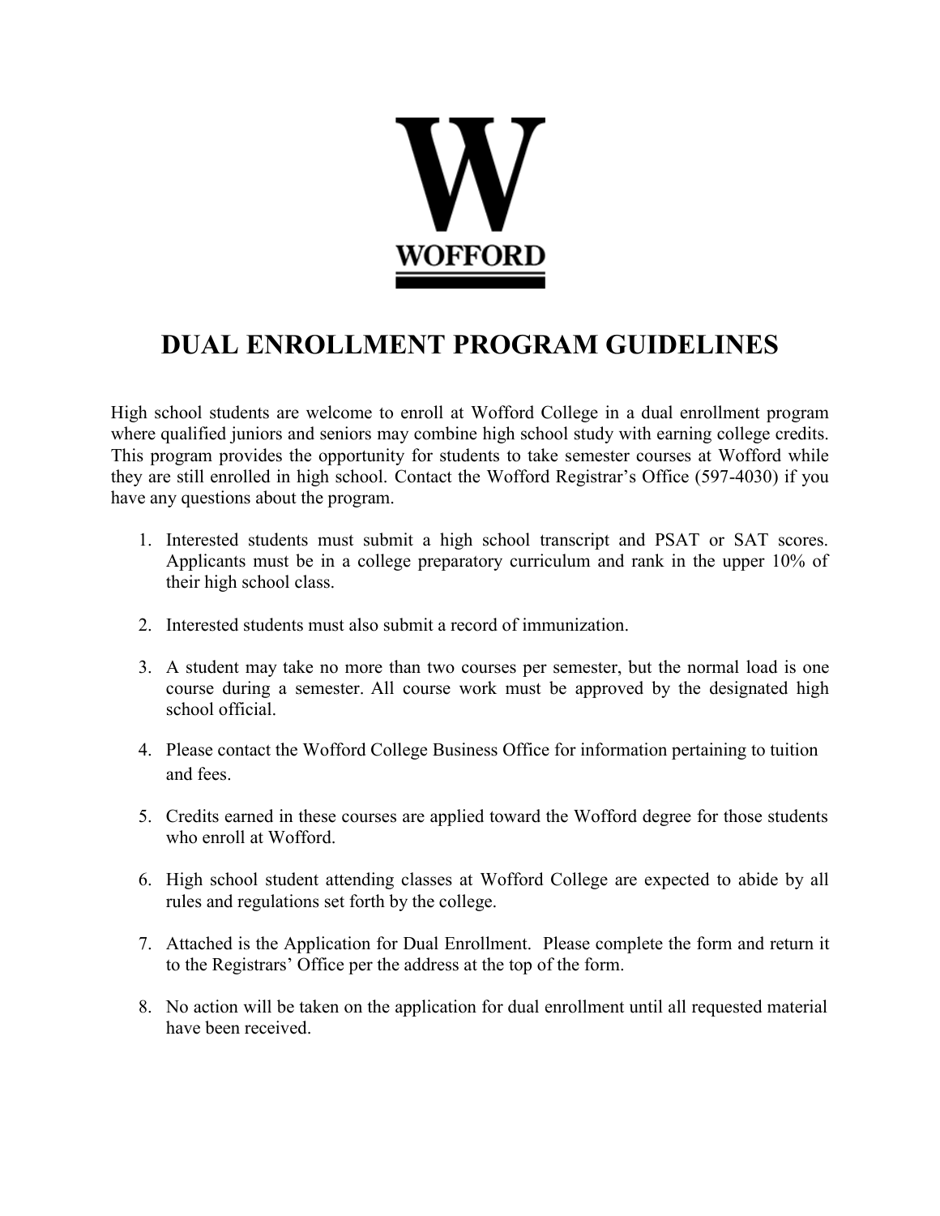W

WOFFORD

# DUAL ENROLLMENT PROGRAM GUIDELINES

High school students are welcome to enroll at Wofford College in a dual enrollment program where qualified juniors and seniors may combine high school study with earning college credits. This program provides the opportunity for students to take semester courses at Wofford while they are still enrolled in high school. Contact the Wofford Registrar's Office (597-4030) if you have any questions about the program.

1. Interested students must submit a high school transcript and PSAT or SAT scores. Applicants must be in a college preparatory curriculum and rank in the upper 10% of their high school class.

2. Interested students must also submit a record of immunization.

3. A student may take no more than two courses per semester, but the normal load is one course during a semester. All course work must be approved by the designated high school official.

4. Please contact the Wofford College Business Office for information pertaining to tuition and fees.

5. Credits earned in these courses are applied toward the Wofford degree for those students who enroll at Wofford.

6. High school student attending classes at Wofford College are expected to abide by all rules and regulations set forth by the college.

7. Attached is the Application for Dual Enrollment. Please complete the form and return it to the Registrars' Office per the address at the top of the form.

8. No action will be taken on the application for dual enrollment until all requested material have been received.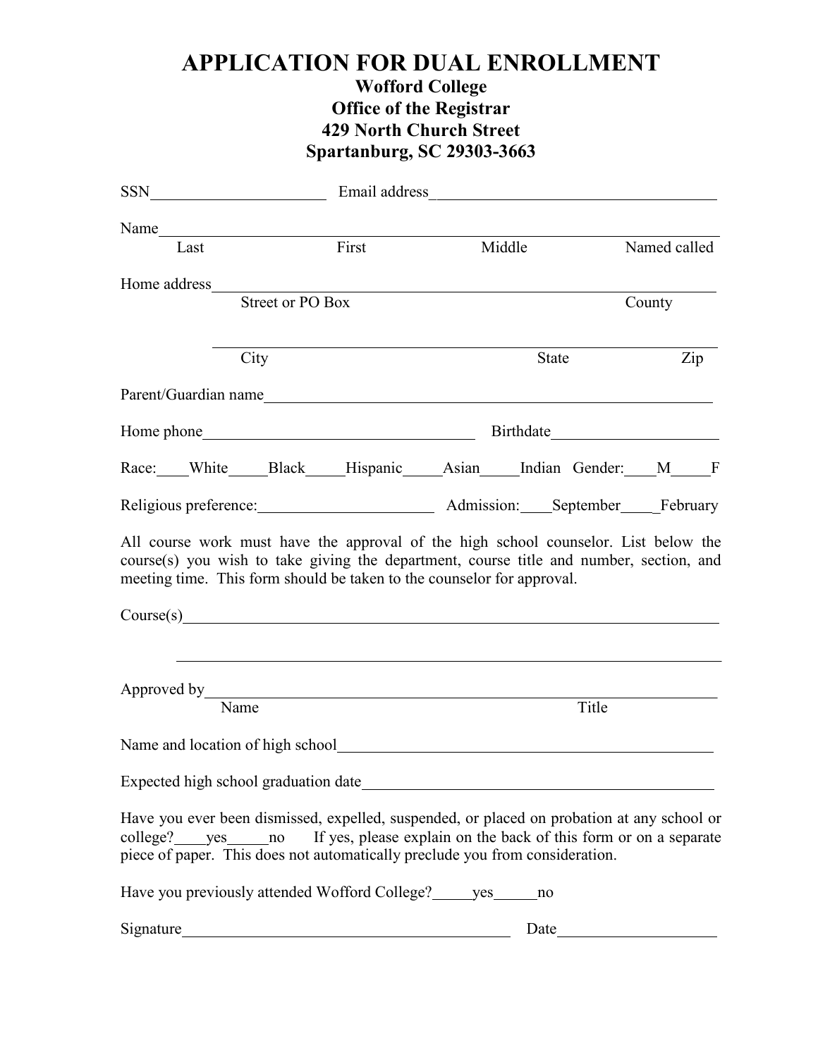# APPLICATION FOR DUAL ENROLLMENT

**Wofford College**
**Office of the Registrar**
**429 North Church Street**
**Spartanburg, SC 29303-3663**

SSN______________________ Email address___________________________________

Name_________________________________________________________________________
Last First Middle Named called

Home address___________________________________________________________________
Street or PO Box County

_______________________________________________________________________________
City State Zip

Parent/Guardian name_____________________________________________________________

Home phone__________________________________ Birthdate_____________________

Race:____White_____Black_____Hispanic_____Asian_____Indian Gender:____M_____F

Religious preference:______________________ Admission:____September____February

All course work must have the approval of the high school counselor. List below the course(s) you wish to take giving the department, course title and number, section, and meeting time. This form should be taken to the counselor for approval.

Course(s)______________________________________________________________________

_______________________________________________________________________________

Approved by____________________________________________________________________
Name Title

Name and location of high school________________________________________________

Expected high school graduation date_____________________________________________

Have you ever been dismissed, expelled, suspended, or placed on probation at any school or college?____yes_____no If yes, please explain on the back of this form or on a separate piece of paper. This does not automatically preclude you from consideration.

Have you previously attended Wofford College?_____yes_____no

Signature__________________________________________ Date____________________